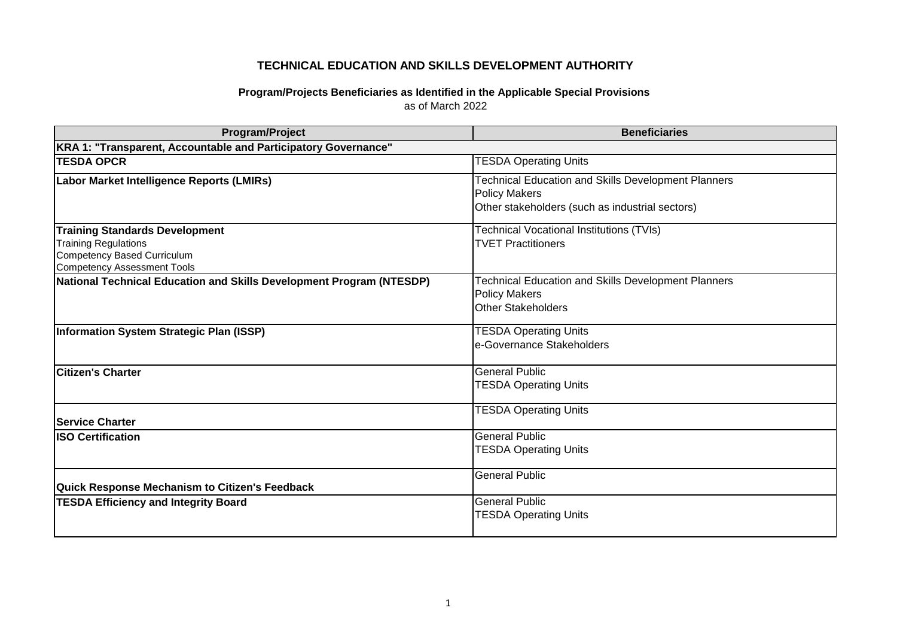# TECHNICAL EDUCATION AND SKILLS DEVELOPMENT AUTHORITY

## Program/Projects Beneficiaries as Identified in the Applicable Special Provisions

as of March 2022

| Program/Project | Beneficiaries |
|---|---|
| **KRA 1: "Transparent, Accountable and Participatory Governance"** | |
| **TESDA OPCR** | TESDA Operating Units |
| **Labor Market Intelligence Reports (LMIRs)** | Technical Education and Skills Development Planners<br>Policy Makers<br>Other stakeholders (such as industrial sectors) |
| **Training Standards Development**<br>Training Regulations<br>Competency Based Curriculum<br>Competency Assessment Tools | Technical Vocational Institutions (TVIs)<br>TVET Practitioners |
| **National Technical Education and Skills Development Program (NTESDP)** | Technical Education and Skills Development Planners<br>Policy Makers<br>Other Stakeholders |
| **Information System Strategic Plan (ISSP)** | TESDA Operating Units<br>e-Governance Stakeholders |
| **Citizen's Charter** | General Public<br>TESDA Operating Units |
| **Service Charter** | TESDA Operating Units |
| **ISO Certification** | General Public<br>TESDA Operating Units |
| **Quick Response Mechanism to Citizen's Feedback** | General Public |
| **TESDA Efficiency and Integrity Board** | General Public<br>TESDA Operating Units |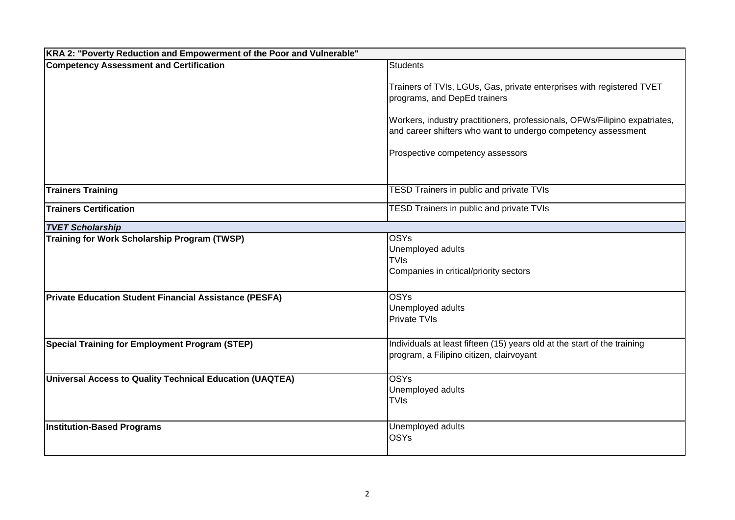| KRA 2: "Poverty Reduction and Empowerment of the Poor and Vulnerable" | |
|---|---|
| **Competency Assessment and Certification** | Students<br><br>Trainers of TVIs, LGUs, Gas, private enterprises with registered TVET programs, and DepEd trainers<br><br>Workers, industry practitioners, professionals, OFWs/Filipino expatriates, and career shifters who want to undergo competency assessment<br><br>Prospective competency assessors |
| **Trainers Training** | TESD Trainers in public and private TVIs |
| **Trainers Certification** | TESD Trainers in public and private TVIs |
| ***TVET Scholarship*** | |
| **Training for Work Scholarship Program (TWSP)** | OSYs<br>Unemployed adults<br>TVIs<br>Companies in critical/priority sectors |
| **Private Education Student Financial Assistance (PESFA)** | OSYs<br>Unemployed adults<br>Private TVIs |
| **Special Training for Employment Program (STEP)** | Individuals at least fifteen (15) years old at the start of the training program, a Filipino citizen, clairvoyant |
| **Universal Access to Quality Technical Education (UAQTEA)** | OSYs<br>Unemployed adults<br>TVIs |
| **Institution-Based Programs** | Unemployed adults<br>OSYs |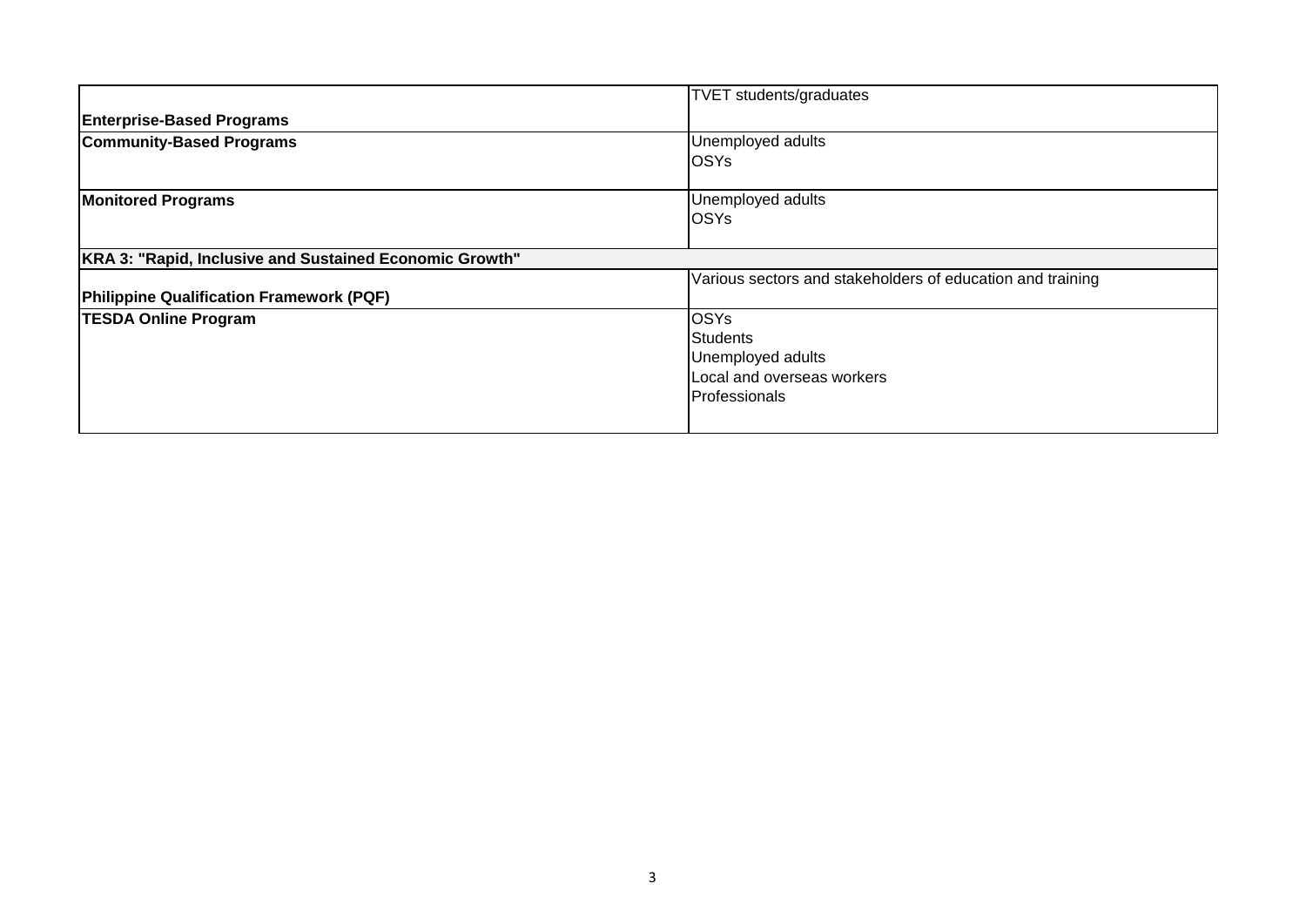| | |
|---|---|
| **Enterprise-Based Programs** | TVET students/graduates |
| **Community-Based Programs** | Unemployed adults<br>OSYs |
| **Monitored Programs** | Unemployed adults<br>OSYs |
| **KRA 3: "Rapid, Inclusive and Sustained Economic Growth"** | |
| **Philippine Qualification Framework (PQF)** | Various sectors and stakeholders of education and training |
| **TESDA Online Program** | OSYs<br>Students<br>Unemployed adults<br>Local and overseas workers<br>Professionals |